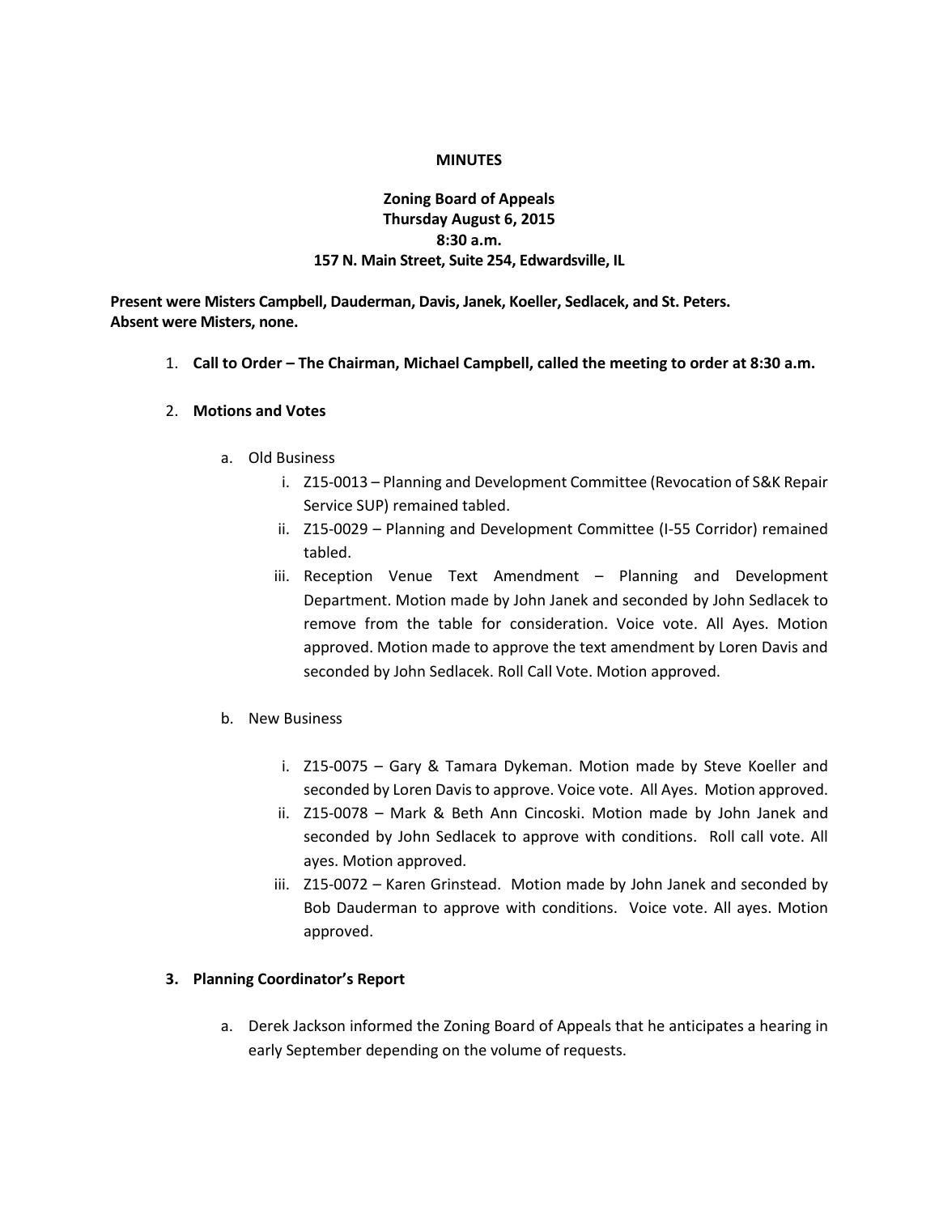**MINUTES**

**Zoning Board of Appeals**
**Thursday August 6, 2015**
**8:30 a.m.**
**157 N. Main Street, Suite 254, Edwardsville, IL**

**Present were Misters Campbell, Dauderman, Davis, Janek, Koeller, Sedlacek, and St. Peters.**
**Absent were Misters, none.**

1. **Call to Order – The Chairman, Michael Campbell, called the meeting to order at 8:30 a.m.**

2. **Motions and Votes**

   a. Old Business
      i. Z15-0013 – Planning and Development Committee (Revocation of S&K Repair Service SUP) remained tabled.
      ii. Z15-0029 – Planning and Development Committee (I-55 Corridor) remained tabled.
      iii. Reception Venue Text Amendment – Planning and Development Department. Motion made by John Janek and seconded by John Sedlacek to remove from the table for consideration. Voice vote. All Ayes. Motion approved. Motion made to approve the text amendment by Loren Davis and seconded by John Sedlacek. Roll Call Vote. Motion approved.

   b. New Business
      i. Z15-0075 – Gary & Tamara Dykeman. Motion made by Steve Koeller and seconded by Loren Davis to approve. Voice vote. All Ayes. Motion approved.
      ii. Z15-0078 – Mark & Beth Ann Cincoski. Motion made by John Janek and seconded by John Sedlacek to approve with conditions. Roll call vote. All ayes. Motion approved.
      iii. Z15-0072 – Karen Grinstead. Motion made by John Janek and seconded by Bob Dauderman to approve with conditions. Voice vote. All ayes. Motion approved.

3. **Planning Coordinator's Report**

   a. Derek Jackson informed the Zoning Board of Appeals that he anticipates a hearing in early September depending on the volume of requests.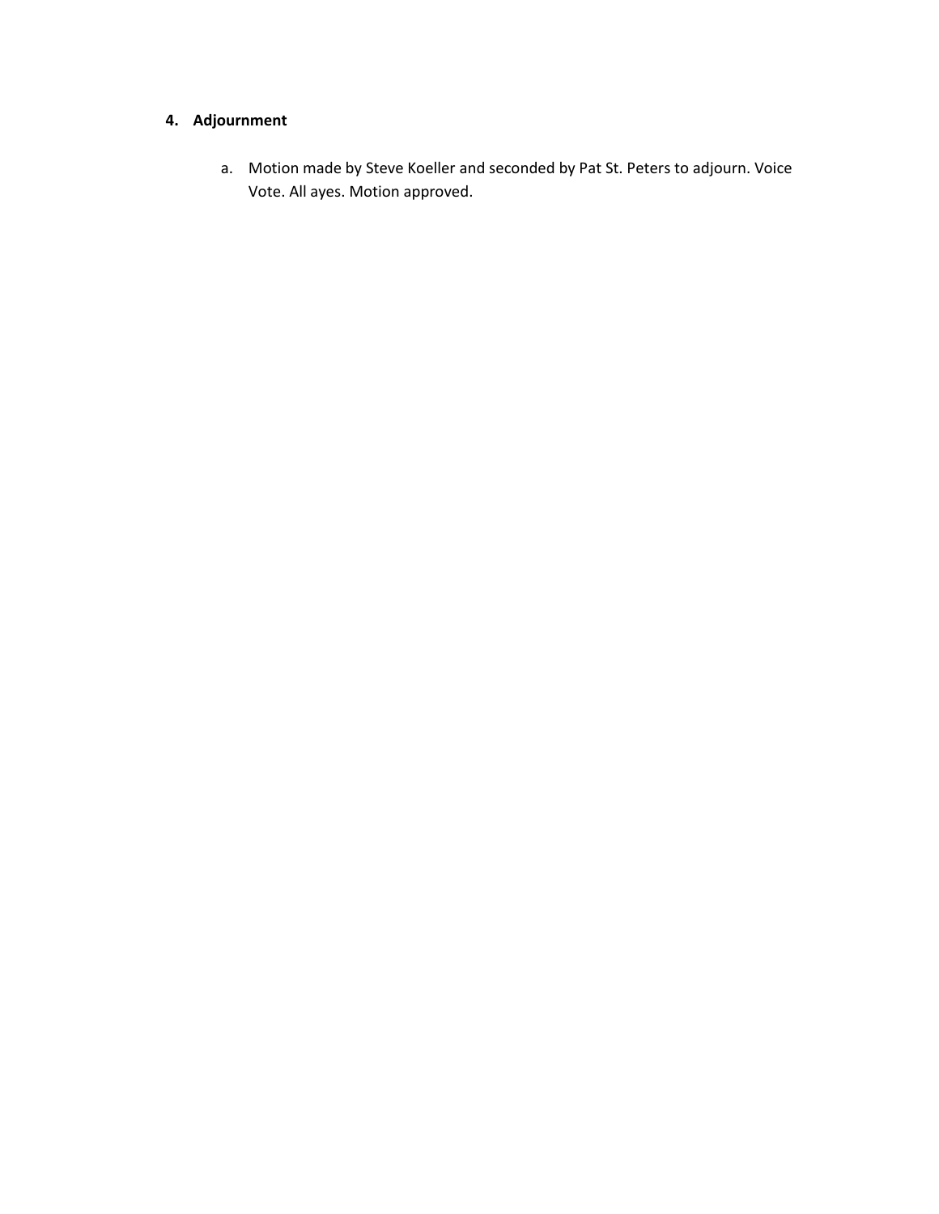**4. Adjournment**

a. Motion made by Steve Koeller and seconded by Pat St. Peters to adjourn. Voice Vote. All ayes. Motion approved.